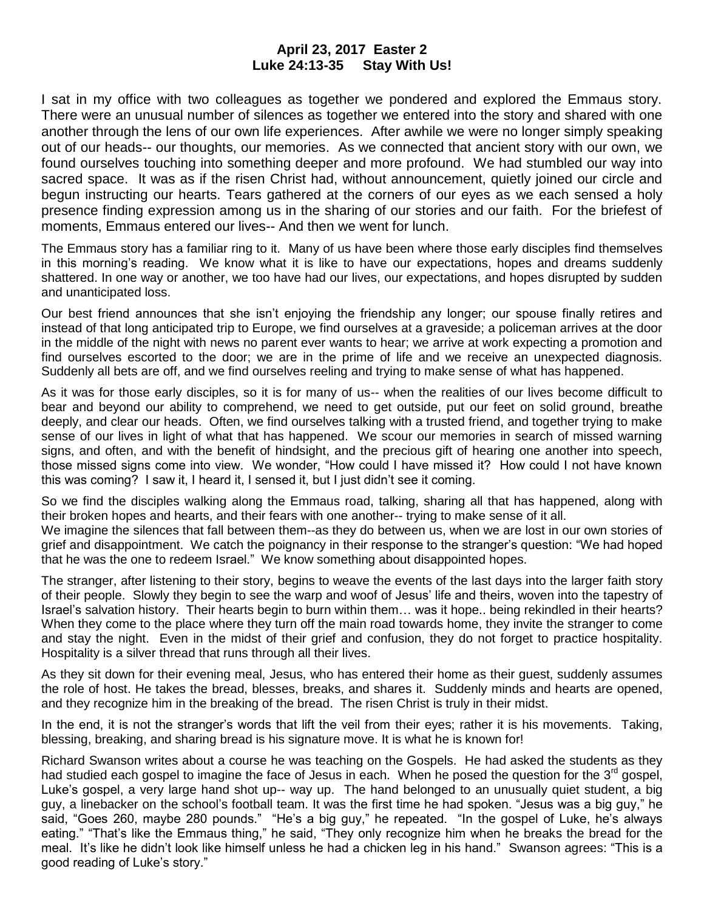**April 23, 2017 Easter 2**
**Luke 24:13-35 Stay With Us!**

I sat in my office with two colleagues as together we pondered and explored the Emmaus story. There were an unusual number of silences as together we entered into the story and shared with one another through the lens of our own life experiences. After awhile we were no longer simply speaking out of our heads-- our thoughts, our memories. As we connected that ancient story with our own, we found ourselves touching into something deeper and more profound. We had stumbled our way into sacred space. It was as if the risen Christ had, without announcement, quietly joined our circle and begun instructing our hearts. Tears gathered at the corners of our eyes as we each sensed a holy presence finding expression among us in the sharing of our stories and our faith. For the briefest of moments, Emmaus entered our lives-- And then we went for lunch.

The Emmaus story has a familiar ring to it. Many of us have been where those early disciples find themselves in this morning's reading. We know what it is like to have our expectations, hopes and dreams suddenly shattered. In one way or another, we too have had our lives, our expectations, and hopes disrupted by sudden and unanticipated loss.

Our best friend announces that she isn't enjoying the friendship any longer; our spouse finally retires and instead of that long anticipated trip to Europe, we find ourselves at a graveside; a policeman arrives at the door in the middle of the night with news no parent ever wants to hear; we arrive at work expecting a promotion and find ourselves escorted to the door; we are in the prime of life and we receive an unexpected diagnosis. Suddenly all bets are off, and we find ourselves reeling and trying to make sense of what has happened.

As it was for those early disciples, so it is for many of us-- when the realities of our lives become difficult to bear and beyond our ability to comprehend, we need to get outside, put our feet on solid ground, breathe deeply, and clear our heads. Often, we find ourselves talking with a trusted friend, and together trying to make sense of our lives in light of what that has happened. We scour our memories in search of missed warning signs, and often, and with the benefit of hindsight, and the precious gift of hearing one another into speech, those missed signs come into view. We wonder, "How could I have missed it? How could I not have known this was coming? I saw it, I heard it, I sensed it, but I just didn't see it coming.

So we find the disciples walking along the Emmaus road, talking, sharing all that has happened, along with their broken hopes and hearts, and their fears with one another-- trying to make sense of it all.
We imagine the silences that fall between them--as they do between us, when we are lost in our own stories of grief and disappointment. We catch the poignancy in their response to the stranger's question: "We had hoped that he was the one to redeem Israel." We know something about disappointed hopes.

The stranger, after listening to their story, begins to weave the events of the last days into the larger faith story of their people. Slowly they begin to see the warp and woof of Jesus' life and theirs, woven into the tapestry of Israel's salvation history. Their hearts begin to burn within them… was it hope.. being rekindled in their hearts? When they come to the place where they turn off the main road towards home, they invite the stranger to come and stay the night. Even in the midst of their grief and confusion, they do not forget to practice hospitality. Hospitality is a silver thread that runs through all their lives.

As they sit down for their evening meal, Jesus, who has entered their home as their guest, suddenly assumes the role of host. He takes the bread, blesses, breaks, and shares it. Suddenly minds and hearts are opened, and they recognize him in the breaking of the bread. The risen Christ is truly in their midst.

In the end, it is not the stranger's words that lift the veil from their eyes; rather it is his movements. Taking, blessing, breaking, and sharing bread is his signature move. It is what he is known for!

Richard Swanson writes about a course he was teaching on the Gospels. He had asked the students as they had studied each gospel to imagine the face of Jesus in each. When he posed the question for the 3rd gospel, Luke's gospel, a very large hand shot up-- way up. The hand belonged to an unusually quiet student, a big guy, a linebacker on the school's football team. It was the first time he had spoken. "Jesus was a big guy," he said, "Goes 260, maybe 280 pounds." "He's a big guy," he repeated. "In the gospel of Luke, he's always eating." "That's like the Emmaus thing," he said, "They only recognize him when he breaks the bread for the meal. It's like he didn't look like himself unless he had a chicken leg in his hand." Swanson agrees: "This is a good reading of Luke's story."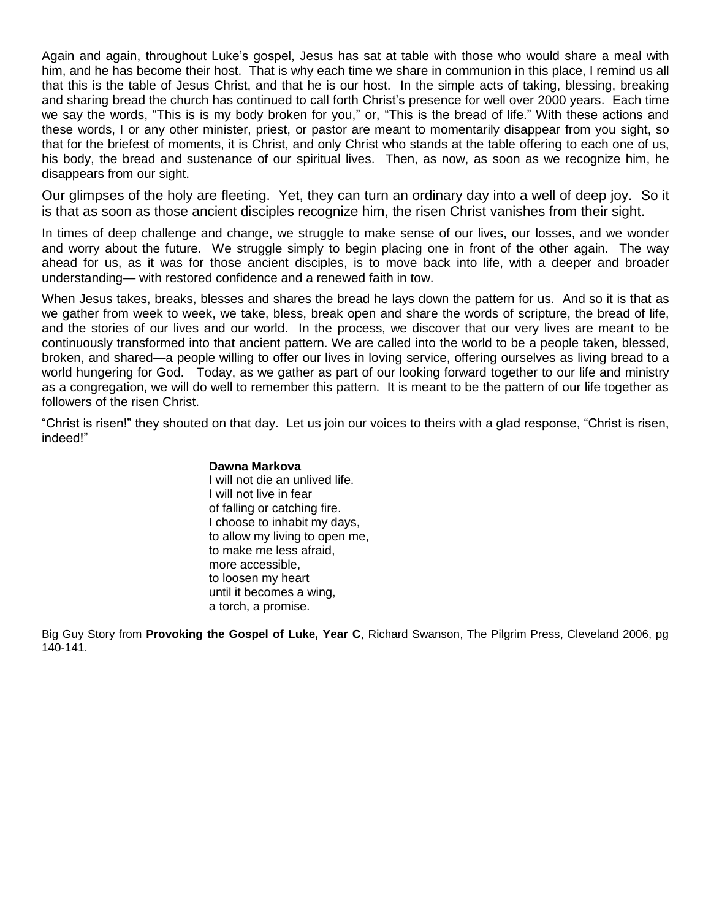Again and again, throughout Luke's gospel, Jesus has sat at table with those who would share a meal with him, and he has become their host. That is why each time we share in communion in this place, I remind us all that this is the table of Jesus Christ, and that he is our host. In the simple acts of taking, blessing, breaking and sharing bread the church has continued to call forth Christ's presence for well over 2000 years. Each time we say the words, "This is is my body broken for you," or, "This is the bread of life." With these actions and these words, I or any other minister, priest, or pastor are meant to momentarily disappear from you sight, so that for the briefest of moments, it is Christ, and only Christ who stands at the table offering to each one of us, his body, the bread and sustenance of our spiritual lives. Then, as now, as soon as we recognize him, he disappears from our sight.

Our glimpses of the holy are fleeting. Yet, they can turn an ordinary day into a well of deep joy. So it is that as soon as those ancient disciples recognize him, the risen Christ vanishes from their sight.

In times of deep challenge and change, we struggle to make sense of our lives, our losses, and we wonder and worry about the future. We struggle simply to begin placing one in front of the other again. The way ahead for us, as it was for those ancient disciples, is to move back into life, with a deeper and broader understanding— with restored confidence and a renewed faith in tow.

When Jesus takes, breaks, blesses and shares the bread he lays down the pattern for us. And so it is that as we gather from week to week, we take, bless, break open and share the words of scripture, the bread of life, and the stories of our lives and our world. In the process, we discover that our very lives are meant to be continuously transformed into that ancient pattern. We are called into the world to be a people taken, blessed, broken, and shared—a people willing to offer our lives in loving service, offering ourselves as living bread to a world hungering for God. Today, as we gather as part of our looking forward together to our life and ministry as a congregation, we will do well to remember this pattern. It is meant to be the pattern of our life together as followers of the risen Christ.

"Christ is risen!" they shouted on that day. Let us join our voices to theirs with a glad response, "Christ is risen, indeed!"

**Dawna Markova**

I will not die an unlived life.
I will not live in fear
of falling or catching fire.
I choose to inhabit my days,
to allow my living to open me,
to make me less afraid,
more accessible,
to loosen my heart
until it becomes a wing,
a torch, a promise.

Big Guy Story from **Provoking the Gospel of Luke, Year C**, Richard Swanson, The Pilgrim Press, Cleveland 2006, pg 140-141.